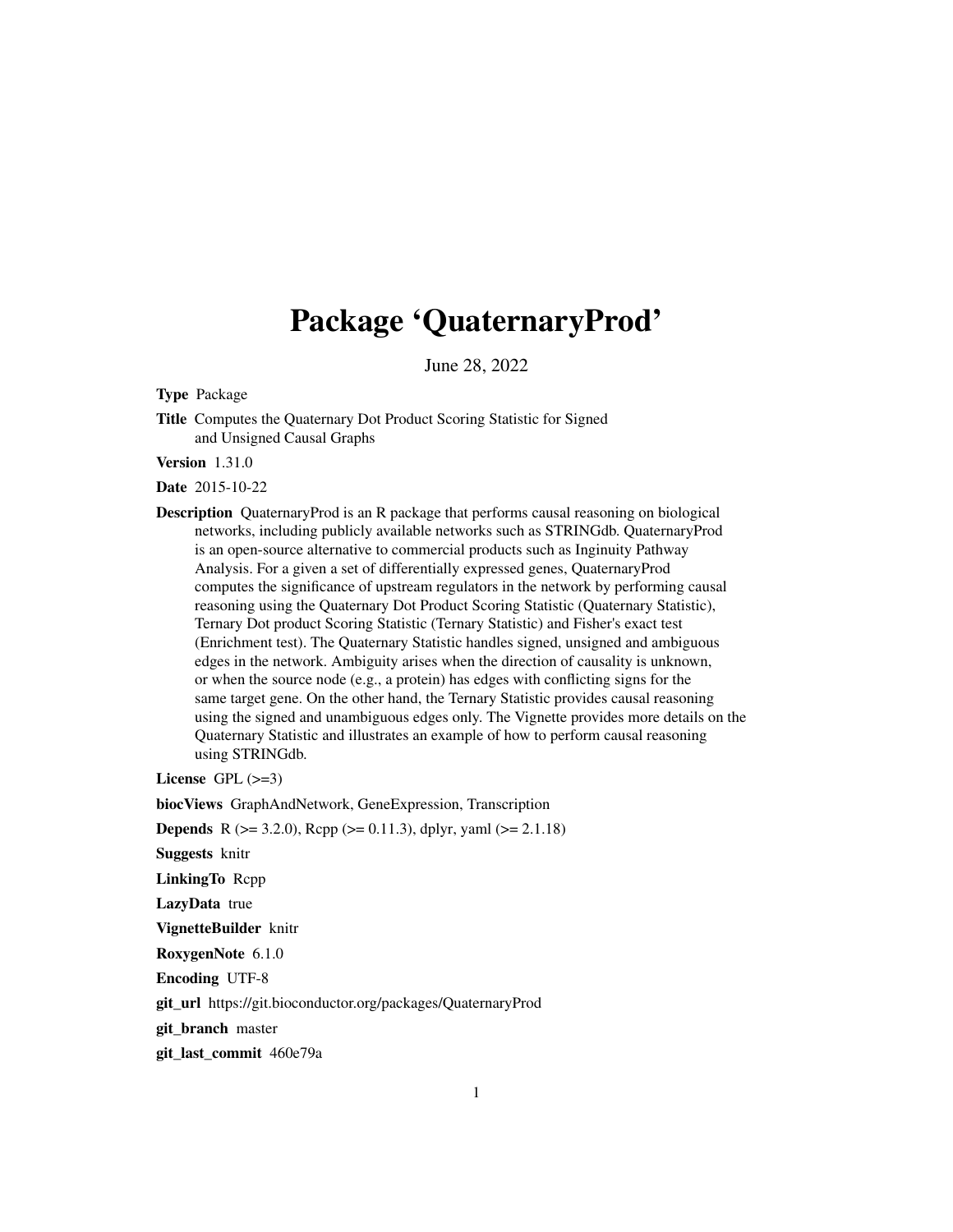# Package 'QuaternaryProd'

June 28, 2022

**Type** Package

**Title** Computes the Quaternary Dot Product Scoring Statistic for Signed and Unsigned Causal Graphs

**Version** 1.31.0

**Date** 2015-10-22

**Description** QuaternaryProd is an R package that performs causal reasoning on biological networks, including publicly available networks such as STRINGdb. QuaternaryProd is an open-source alternative to commercial products such as Inginuity Pathway Analysis. For a given a set of differentially expressed genes, QuaternaryProd computes the significance of upstream regulators in the network by performing causal reasoning using the Quaternary Dot Product Scoring Statistic (Quaternary Statistic), Ternary Dot product Scoring Statistic (Ternary Statistic) and Fisher's exact test (Enrichment test). The Quaternary Statistic handles signed, unsigned and ambiguous edges in the network. Ambiguity arises when the direction of causality is unknown, or when the source node (e.g., a protein) has edges with conflicting signs for the same target gene. On the other hand, the Ternary Statistic provides causal reasoning using the signed and unambiguous edges only. The Vignette provides more details on the Quaternary Statistic and illustrates an example of how to perform causal reasoning using STRINGdb.

**License** GPL (>=3)

**biocViews** GraphAndNetwork, GeneExpression, Transcription

**Depends** R (>= 3.2.0), Rcpp (>= 0.11.3), dplyr, yaml (>= 2.1.18)

**Suggests** knitr

**LinkingTo** Rcpp

**LazyData** true

**VignetteBuilder** knitr

**RoxygenNote** 6.1.0

**Encoding** UTF-8

**git_url** https://git.bioconductor.org/packages/QuaternaryProd

**git_branch** master

**git_last_commit** 460e79a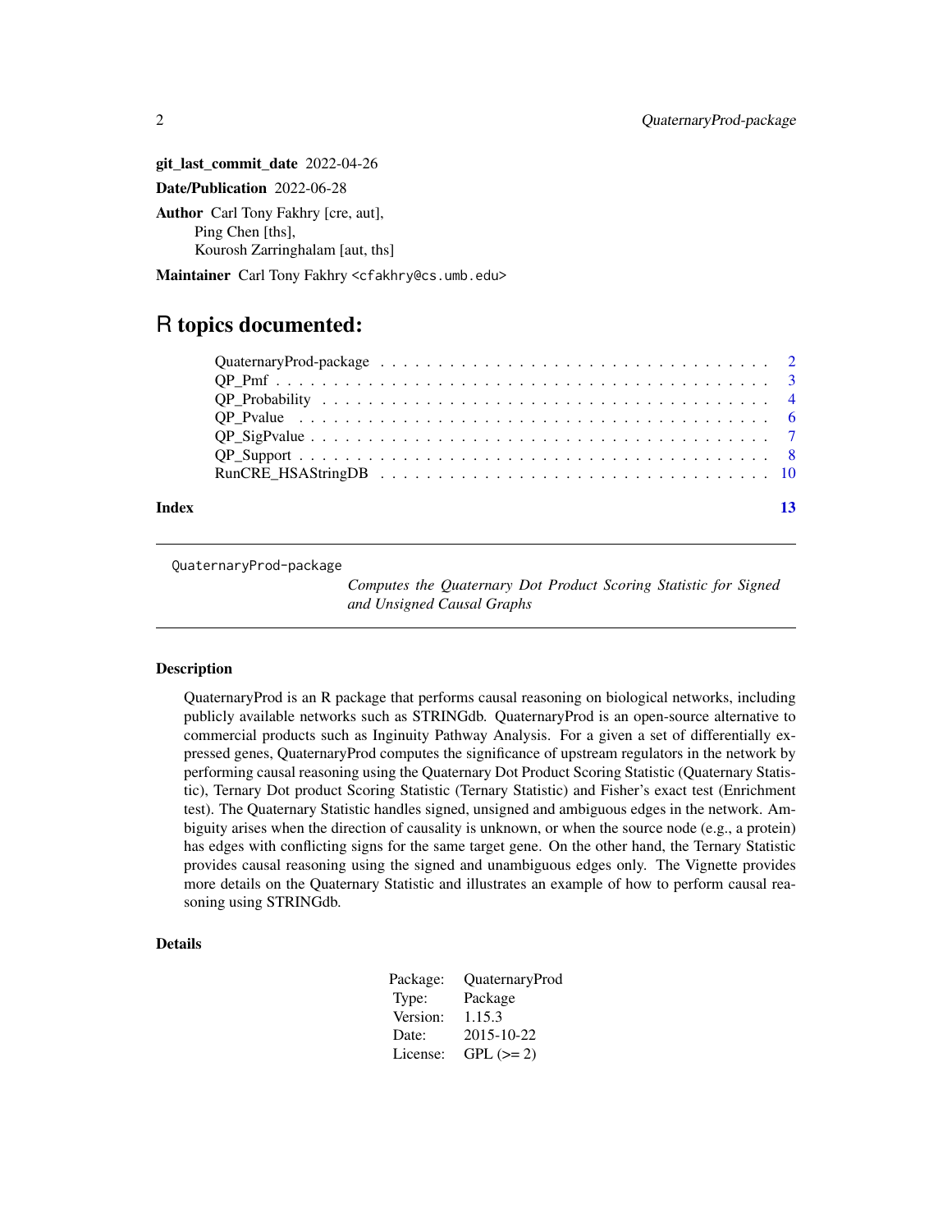**git_last_commit_date** 2022-04-26

**Date/Publication** 2022-06-28

**Author** Carl Tony Fakhry [cre, aut],
Ping Chen [ths],
Kourosh Zarringhalam [aut, ths]

**Maintainer** Carl Tony Fakhry <cfakhry@cs.umb.edu>

# R topics documented:

- QuaternaryProd-package . . . . . . . . . . . . . . . . . . . . . . . . . . . . . . . . . . 2
- QP_Pmf . . . . . . . . . . . . . . . . . . . . . . . . . . . . . . . . . . . . . . . . . . 3
- QP_Probability . . . . . . . . . . . . . . . . . . . . . . . . . . . . . . . . . . . . . . 4
- QP_Pvalue . . . . . . . . . . . . . . . . . . . . . . . . . . . . . . . . . . . . . . . . 6
- QP_SigPvalue . . . . . . . . . . . . . . . . . . . . . . . . . . . . . . . . . . . . . . . 7
- QP_Support . . . . . . . . . . . . . . . . . . . . . . . . . . . . . . . . . . . . . . . 8
- RunCRE_HSAStringDB . . . . . . . . . . . . . . . . . . . . . . . . . . . . . . . . . . 10

**Index** 13

---

`QuaternaryProd-package` *Computes the Quaternary Dot Product Scoring Statistic for Signed and Unsigned Causal Graphs*

---

## Description

QuaternaryProd is an R package that performs causal reasoning on biological networks, including publicly available networks such as STRINGdb. QuaternaryProd is an open-source alternative to commercial products such as Inginuity Pathway Analysis. For a given a set of differentially expressed genes, QuaternaryProd computes the significance of upstream regulators in the network by performing causal reasoning using the Quaternary Dot Product Scoring Statistic (Quaternary Statistic), Ternary Dot product Scoring Statistic (Ternary Statistic) and Fisher's exact test (Enrichment test). The Quaternary Statistic handles signed, unsigned and ambiguous edges in the network. Ambiguity arises when the direction of causality is unknown, or when the source node (e.g., a protein) has edges with conflicting signs for the same target gene. On the other hand, the Ternary Statistic provides causal reasoning using the signed and unambiguous edges only. The Vignette provides more details on the Quaternary Statistic and illustrates an example of how to perform causal reasoning using STRINGdb.

## Details

| | |
|---|---|
| Package: | QuaternaryProd |
| Type: | Package |
| Version: | 1.15.3 |
| Date: | 2015-10-22 |
| License: | GPL (>= 2) |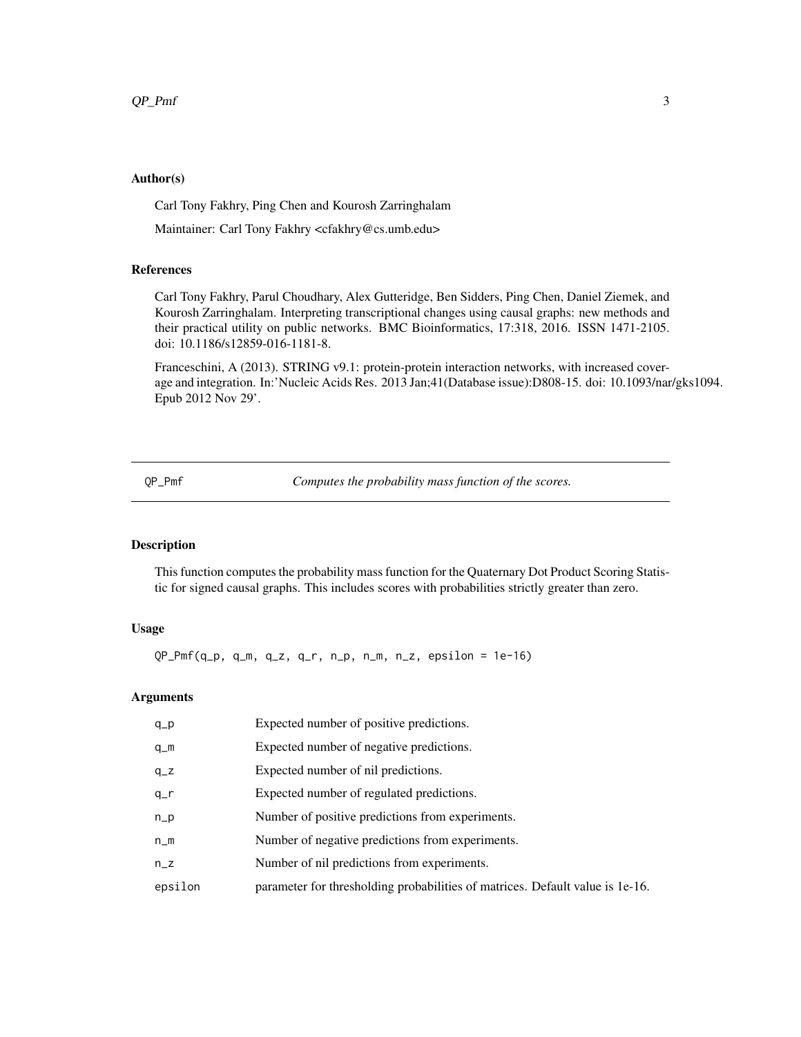### Author(s)

Carl Tony Fakhry, Ping Chen and Kourosh Zarringhalam

Maintainer: Carl Tony Fakhry <cfakhry@cs.umb.edu>

### References

Carl Tony Fakhry, Parul Choudhary, Alex Gutteridge, Ben Sidders, Ping Chen, Daniel Ziemek, and Kourosh Zarringhalam. Interpreting transcriptional changes using causal graphs: new methods and their practical utility on public networks. BMC Bioinformatics, 17:318, 2016. ISSN 1471-2105. doi: 10.1186/s12859-016-1181-8.

Franceschini, A (2013). STRING v9.1: protein-protein interaction networks, with increased coverage and integration. In:'Nucleic Acids Res. 2013 Jan;41(Database issue):D808-15. doi: 10.1093/nar/gks1094. Epub 2012 Nov 29'.

---

## QP_Pmf — *Computes the probability mass function of the scores.*

---

### Description

This function computes the probability mass function for the Quaternary Dot Product Scoring Statistic for signed causal graphs. This includes scores with probabilities strictly greater than zero.

### Usage

```
QP_Pmf(q_p, q_m, q_z, q_r, n_p, n_m, n_z, epsilon = 1e-16)
```

### Arguments

| | |
|---|---|
| q_p | Expected number of positive predictions. |
| q_m | Expected number of negative predictions. |
| q_z | Expected number of nil predictions. |
| q_r | Expected number of regulated predictions. |
| n_p | Number of positive predictions from experiments. |
| n_m | Number of negative predictions from experiments. |
| n_z | Number of nil predictions from experiments. |
| epsilon | parameter for thresholding probabilities of matrices. Default value is 1e-16. |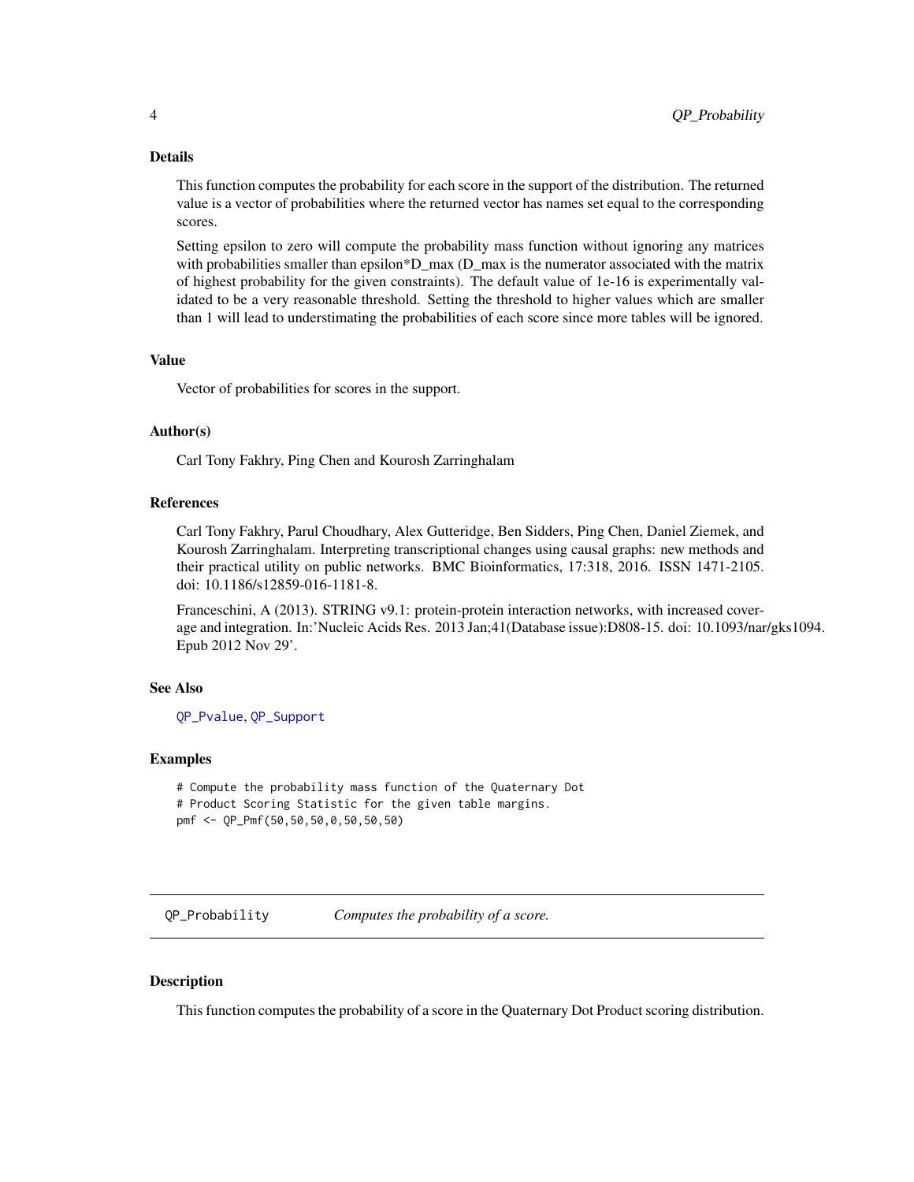### Details

This function computes the probability for each score in the support of the distribution. The returned value is a vector of probabilities where the returned vector has names set equal to the corresponding scores.

Setting epsilon to zero will compute the probability mass function without ignoring any matrices with probabilities smaller than epsilon*D_max (D_max is the numerator associated with the matrix of highest probability for the given constraints). The default value of 1e-16 is experimentally validated to be a very reasonable threshold. Setting the threshold to higher values which are smaller than 1 will lead to understimating the probabilities of each score since more tables will be ignored.

### Value

Vector of probabilities for scores in the support.

### Author(s)

Carl Tony Fakhry, Ping Chen and Kourosh Zarringhalam

### References

Carl Tony Fakhry, Parul Choudhary, Alex Gutteridge, Ben Sidders, Ping Chen, Daniel Ziemek, and Kourosh Zarringhalam. Interpreting transcriptional changes using causal graphs: new methods and their practical utility on public networks. BMC Bioinformatics, 17:318, 2016. ISSN 1471-2105. doi: 10.1186/s12859-016-1181-8.

Franceschini, A (2013). STRING v9.1: protein-protein interaction networks, with increased coverage and integration. In:'Nucleic Acids Res. 2013 Jan;41(Database issue):D808-15. doi: 10.1093/nar/gks1094. Epub 2012 Nov 29'.

### See Also

QP_Pvalue, QP_Support

### Examples

```
# Compute the probability mass function of the Quaternary Dot
# Product Scoring Statistic for the given table margins.
pmf <- QP_Pmf(50,50,50,0,50,50,50)
```

---

## QP_Probability *Computes the probability of a score.*

### Description

This function computes the probability of a score in the Quaternary Dot Product scoring distribution.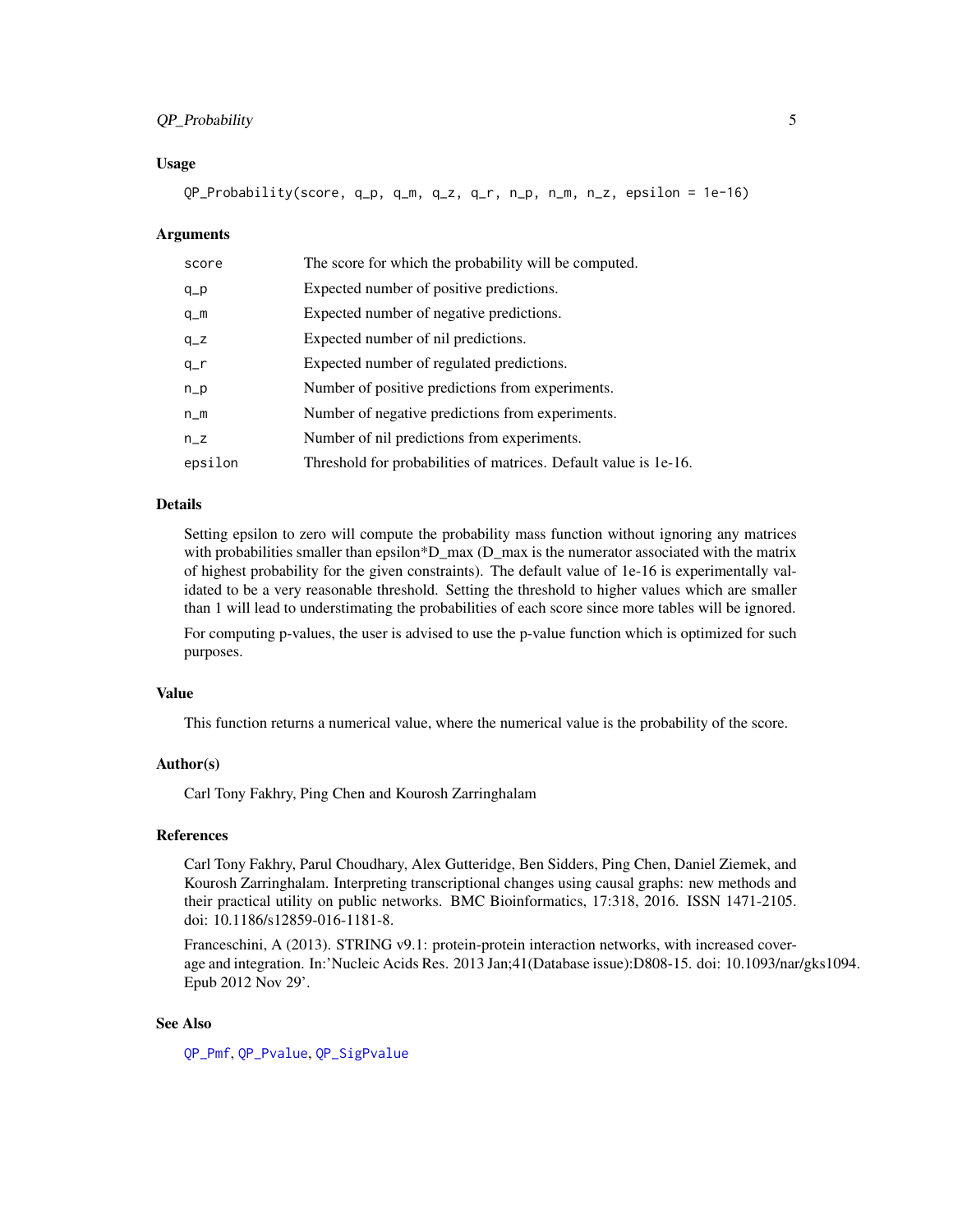### Usage

```
QP_Probability(score, q_p, q_m, q_z, q_r, n_p, n_m, n_z, epsilon = 1e-16)
```

### Arguments

| | |
|---|---|
| score | The score for which the probability will be computed. |
| q_p | Expected number of positive predictions. |
| q_m | Expected number of negative predictions. |
| q_z | Expected number of nil predictions. |
| q_r | Expected number of regulated predictions. |
| n_p | Number of positive predictions from experiments. |
| n_m | Number of negative predictions from experiments. |
| n_z | Number of nil predictions from experiments. |
| epsilon | Threshold for probabilities of matrices. Default value is 1e-16. |

### Details

Setting epsilon to zero will compute the probability mass function without ignoring any matrices with probabilities smaller than epsilon*D_max (D_max is the numerator associated with the matrix of highest probability for the given constraints). The default value of 1e-16 is experimentally validated to be a very reasonable threshold. Setting the threshold to higher values which are smaller than 1 will lead to understimating the probabilities of each score since more tables will be ignored.

For computing p-values, the user is advised to use the p-value function which is optimized for such purposes.

### Value

This function returns a numerical value, where the numerical value is the probability of the score.

### Author(s)

Carl Tony Fakhry, Ping Chen and Kourosh Zarringhalam

### References

Carl Tony Fakhry, Parul Choudhary, Alex Gutteridge, Ben Sidders, Ping Chen, Daniel Ziemek, and Kourosh Zarringhalam. Interpreting transcriptional changes using causal graphs: new methods and their practical utility on public networks. BMC Bioinformatics, 17:318, 2016. ISSN 1471-2105. doi: 10.1186/s12859-016-1181-8.

Franceschini, A (2013). STRING v9.1: protein-protein interaction networks, with increased coverage and integration. In:'Nucleic Acids Res. 2013 Jan;41(Database issue):D808-15. doi: 10.1093/nar/gks1094. Epub 2012 Nov 29'.

### See Also

QP_Pmf, QP_Pvalue, QP_SigPvalue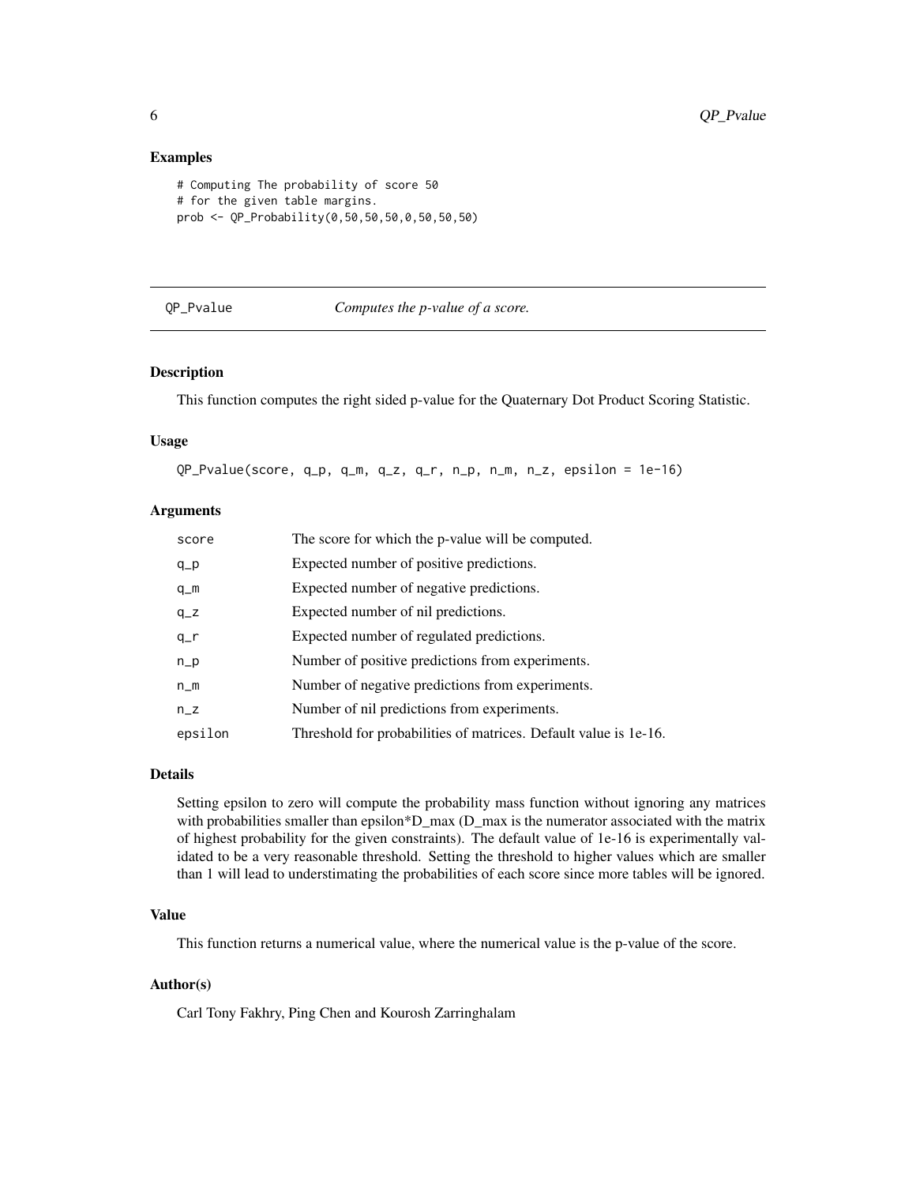## Examples

```
# Computing The probability of score 50
# for the given table margins.
prob <- QP_Probability(0,50,50,50,0,50,50,50)
```

---

QP_Pvalue *Computes the p-value of a score.*

---

### Description

This function computes the right sided p-value for the Quaternary Dot Product Scoring Statistic.

### Usage

```
QP_Pvalue(score, q_p, q_m, q_z, q_r, n_p, n_m, n_z, epsilon = 1e-16)
```

### Arguments

| | |
|---|---|
| score | The score for which the p-value will be computed. |
| q_p | Expected number of positive predictions. |
| q_m | Expected number of negative predictions. |
| q_z | Expected number of nil predictions. |
| q_r | Expected number of regulated predictions. |
| n_p | Number of positive predictions from experiments. |
| n_m | Number of negative predictions from experiments. |
| n_z | Number of nil predictions from experiments. |
| epsilon | Threshold for probabilities of matrices. Default value is 1e-16. |

### Details

Setting epsilon to zero will compute the probability mass function without ignoring any matrices with probabilities smaller than epsilon*D_max (D_max is the numerator associated with the matrix of highest probability for the given constraints). The default value of 1e-16 is experimentally validated to be a very reasonable threshold. Setting the threshold to higher values which are smaller than 1 will lead to understimating the probabilities of each score since more tables will be ignored.

### Value

This function returns a numerical value, where the numerical value is the p-value of the score.

### Author(s)

Carl Tony Fakhry, Ping Chen and Kourosh Zarringhalam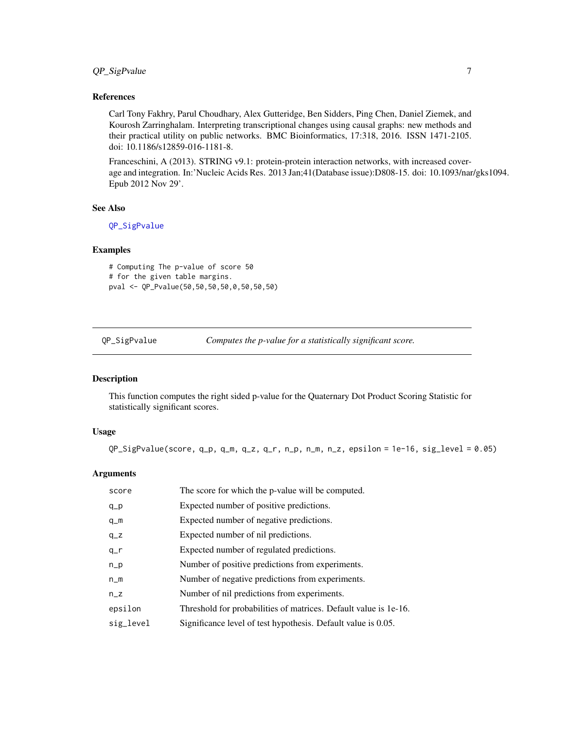### References

Carl Tony Fakhry, Parul Choudhary, Alex Gutteridge, Ben Sidders, Ping Chen, Daniel Ziemek, and Kourosh Zarringhalam. Interpreting transcriptional changes using causal graphs: new methods and their practical utility on public networks. BMC Bioinformatics, 17:318, 2016. ISSN 1471-2105. doi: 10.1186/s12859-016-1181-8.

Franceschini, A (2013). STRING v9.1: protein-protein interaction networks, with increased coverage and integration. In:'Nucleic Acids Res. 2013 Jan;41(Database issue):D808-15. doi: 10.1093/nar/gks1094. Epub 2012 Nov 29'.

### See Also

QP_SigPvalue

### Examples

```
# Computing The p-value of score 50
# for the given table margins.
pval <- QP_Pvalue(50,50,50,50,0,50,50,50)
```

---

## QP_SigPvalue — *Computes the p-value for a statistically significant score.*

---

### Description

This function computes the right sided p-value for the Quaternary Dot Product Scoring Statistic for statistically significant scores.

### Usage

```
QP_SigPvalue(score, q_p, q_m, q_z, q_r, n_p, n_m, n_z, epsilon = 1e-16, sig_level = 0.05)
```

### Arguments

| | |
|---|---|
| score | The score for which the p-value will be computed. |
| q_p | Expected number of positive predictions. |
| q_m | Expected number of negative predictions. |
| q_z | Expected number of nil predictions. |
| q_r | Expected number of regulated predictions. |
| n_p | Number of positive predictions from experiments. |
| n_m | Number of negative predictions from experiments. |
| n_z | Number of nil predictions from experiments. |
| epsilon | Threshold for probabilities of matrices. Default value is 1e-16. |
| sig_level | Significance level of test hypothesis. Default value is 0.05. |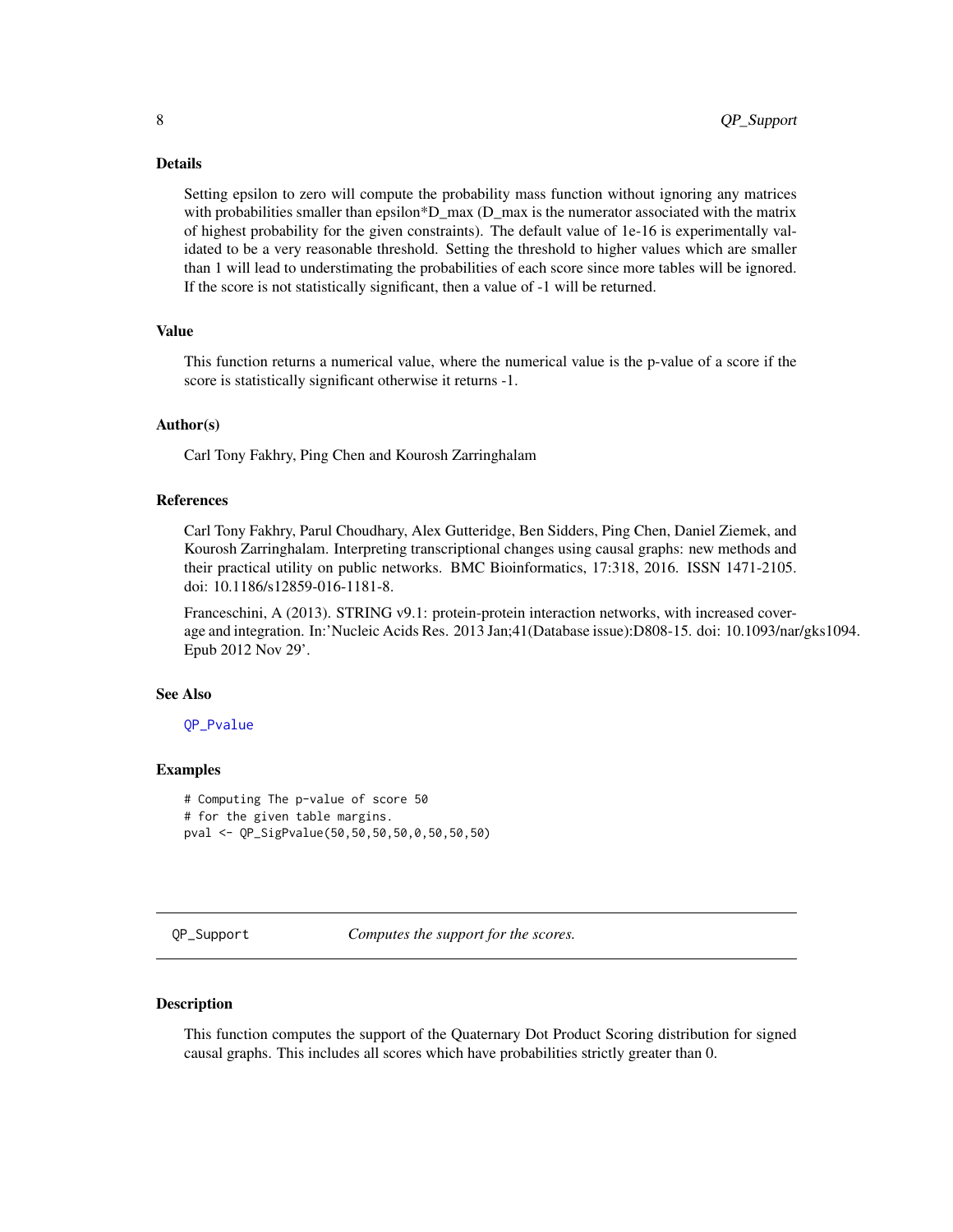### Details

Setting epsilon to zero will compute the probability mass function without ignoring any matrices with probabilities smaller than epsilon*D_max (D_max is the numerator associated with the matrix of highest probability for the given constraints). The default value of 1e-16 is experimentally validated to be a very reasonable threshold. Setting the threshold to higher values which are smaller than 1 will lead to understimating the probabilities of each score since more tables will be ignored. If the score is not statistically significant, then a value of -1 will be returned.

### Value

This function returns a numerical value, where the numerical value is the p-value of a score if the score is statistically significant otherwise it returns -1.

### Author(s)

Carl Tony Fakhry, Ping Chen and Kourosh Zarringhalam

### References

Carl Tony Fakhry, Parul Choudhary, Alex Gutteridge, Ben Sidders, Ping Chen, Daniel Ziemek, and Kourosh Zarringhalam. Interpreting transcriptional changes using causal graphs: new methods and their practical utility on public networks. BMC Bioinformatics, 17:318, 2016. ISSN 1471-2105. doi: 10.1186/s12859-016-1181-8.

Franceschini, A (2013). STRING v9.1: protein-protein interaction networks, with increased coverage and integration. In:'Nucleic Acids Res. 2013 Jan;41(Database issue):D808-15. doi: 10.1093/nar/gks1094. Epub 2012 Nov 29'.

### See Also

QP_Pvalue

### Examples

```
# Computing The p-value of score 50
# for the given table margins.
pval <- QP_SigPvalue(50,50,50,50,0,50,50,50)
```

---

## QP_Support — *Computes the support for the scores.*

---

### Description

This function computes the support of the Quaternary Dot Product Scoring distribution for signed causal graphs. This includes all scores which have probabilities strictly greater than 0.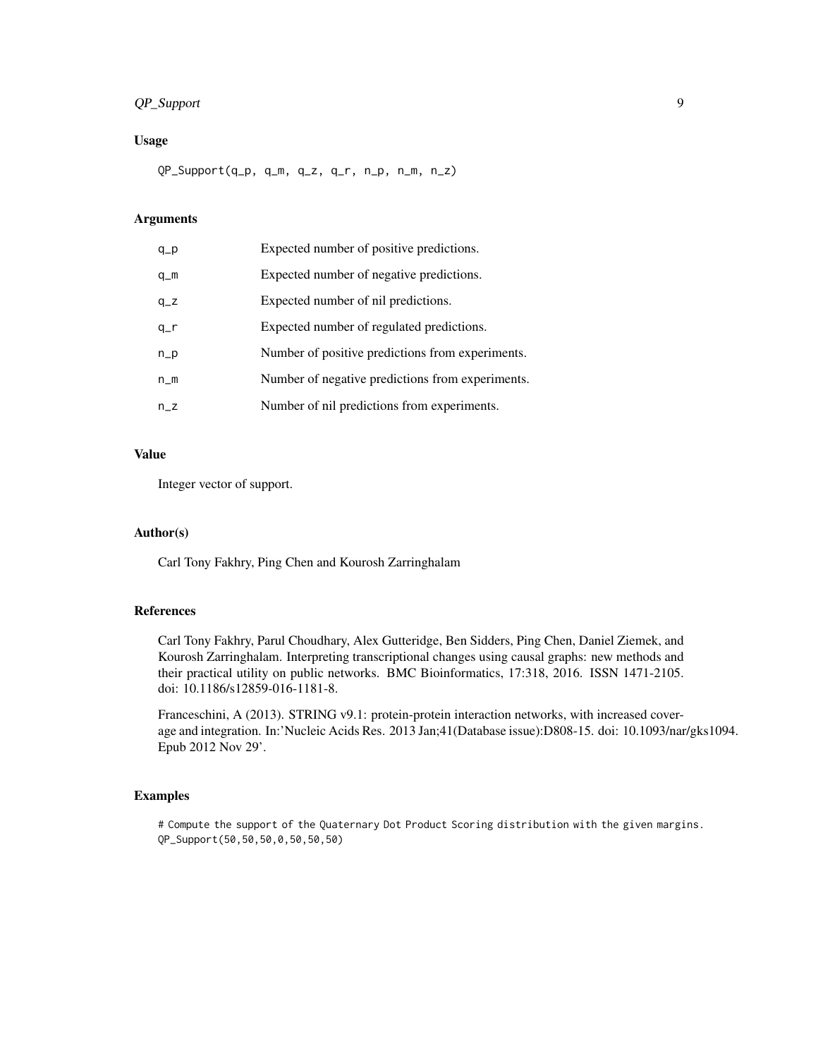### Usage

```
QP_Support(q_p, q_m, q_z, q_r, n_p, n_m, n_z)
```

### Arguments

| | |
|---|---|
| q_p | Expected number of positive predictions. |
| q_m | Expected number of negative predictions. |
| q_z | Expected number of nil predictions. |
| q_r | Expected number of regulated predictions. |
| n_p | Number of positive predictions from experiments. |
| n_m | Number of negative predictions from experiments. |
| n_z | Number of nil predictions from experiments. |

### Value

Integer vector of support.

### Author(s)

Carl Tony Fakhry, Ping Chen and Kourosh Zarringhalam

### References

Carl Tony Fakhry, Parul Choudhary, Alex Gutteridge, Ben Sidders, Ping Chen, Daniel Ziemek, and Kourosh Zarringhalam. Interpreting transcriptional changes using causal graphs: new methods and their practical utility on public networks. BMC Bioinformatics, 17:318, 2016. ISSN 1471-2105. doi: 10.1186/s12859-016-1181-8.

Franceschini, A (2013). STRING v9.1: protein-protein interaction networks, with increased coverage and integration. In:'Nucleic Acids Res. 2013 Jan;41(Database issue):D808-15. doi: 10.1093/nar/gks1094. Epub 2012 Nov 29'.

### Examples

```
# Compute the support of the Quaternary Dot Product Scoring distribution with the given margins.
QP_Support(50,50,50,0,50,50,50)
```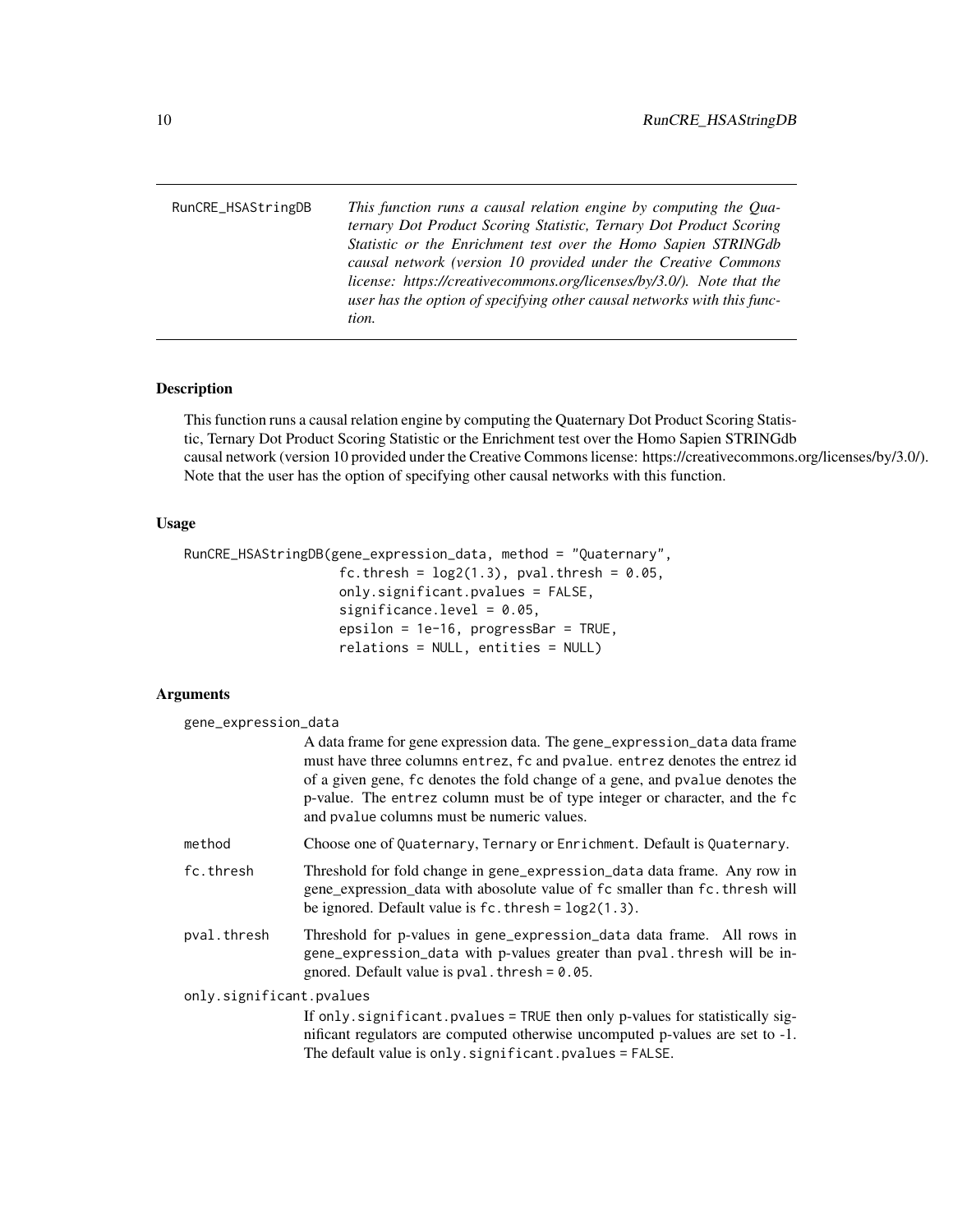RunCRE_HSAStringDB *This function runs a causal relation engine by computing the Quaternary Dot Product Scoring Statistic, Ternary Dot Product Scoring Statistic or the Enrichment test over the Homo Sapien STRINGdb causal network (version 10 provided under the Creative Commons license: https://creativecommons.org/licenses/by/3.0/). Note that the user has the option of specifying other causal networks with this function.*

## Description

This function runs a causal relation engine by computing the Quaternary Dot Product Scoring Statistic, Ternary Dot Product Scoring Statistic or the Enrichment test over the Homo Sapien STRINGdb causal network (version 10 provided under the Creative Commons license: https://creativecommons.org/licenses/by/3.0/). Note that the user has the option of specifying other causal networks with this function.

## Usage

```
RunCRE_HSAStringDB(gene_expression_data, method = "Quaternary",
                   fc.thresh = log2(1.3), pval.thresh = 0.05,
                   only.significant.pvalues = FALSE,
                   significance.level = 0.05,
                   epsilon = 1e-16, progressBar = TRUE,
                   relations = NULL, entities = NULL)
```

## Arguments

`gene_expression_data`
: A data frame for gene expression data. The `gene_expression_data` data frame must have three columns `entrez`, `fc` and `pvalue`. `entrez` denotes the entrez id of a given gene, `fc` denotes the fold change of a gene, and `pvalue` denotes the p-value. The `entrez` column must be of type integer or character, and the `fc` and `pvalue` columns must be numeric values.

`method`
: Choose one of `Quaternary`, `Ternary` or `Enrichment`. Default is `Quaternary`.

`fc.thresh`
: Threshold for fold change in gene_expression_data data frame. Any row in gene_expression_data with abosolute value of `fc` smaller than `fc.thresh` will be ignored. Default value is `fc.thresh = log2(1.3)`.

`pval.thresh`
: Threshold for p-values in `gene_expression_data` data frame. All rows in `gene_expression_data` with p-values greater than `pval.thresh` will be ingnored. Default value is `pval.thresh = 0.05`.

`only.significant.pvalues`
: If `only.significant.pvalues = TRUE` then only p-values for statistically significant regulators are computed otherwise uncomputed p-values are set to -1. The default value is `only.significant.pvalues = FALSE`.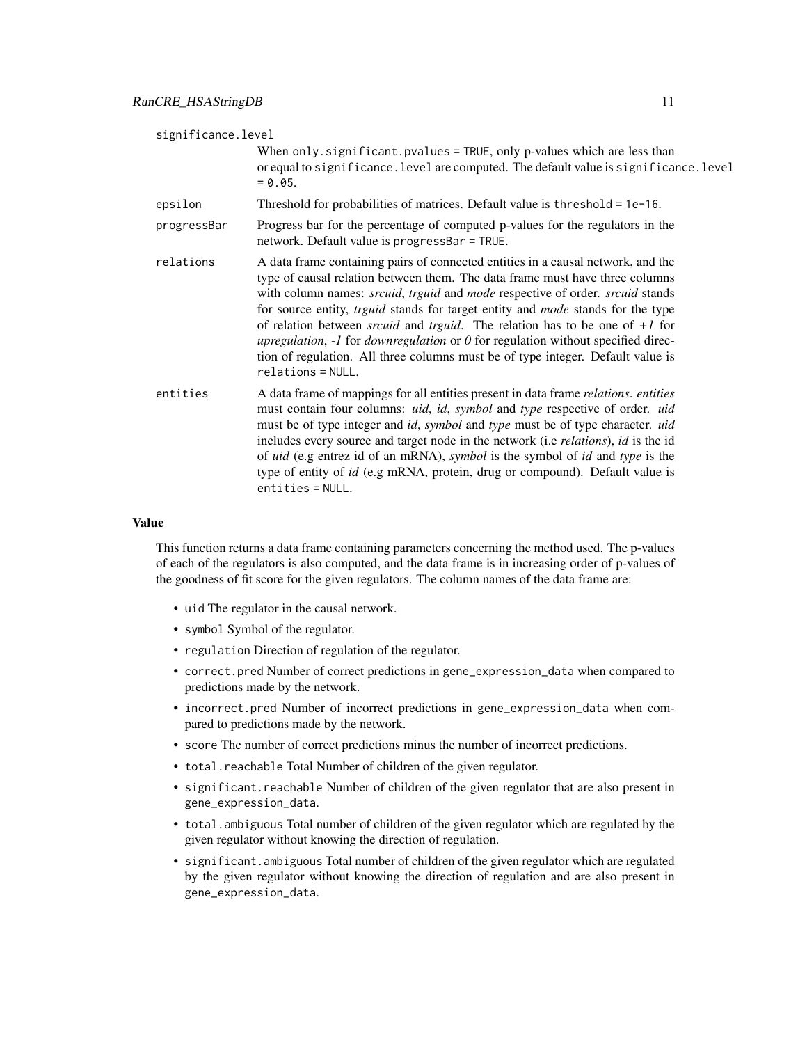significance.level
: When `only.significant.pvalues = TRUE`, only p-values which are less than or equal to `significance.level` are computed. The default value is `significance.level = 0.05`.

epsilon
: Threshold for probabilities of matrices. Default value is `threshold = 1e-16`.

progressBar
: Progress bar for the percentage of computed p-values for the regulators in the network. Default value is `progressBar = TRUE`.

relations
: A data frame containing pairs of connected entities in a causal network, and the type of causal relation between them. The data frame must have three columns with column names: *srcuid*, *trguid* and *mode* respective of order. *srcuid* stands for source entity, *trguid* stands for target entity and *mode* stands for the type of relation between *srcuid* and *trguid*. The relation has to be one of *+1* for *upregulation*, *-1* for *downregulation* or *0* for regulation without specified direction of regulation. All three columns must be of type integer. Default value is `relations = NULL`.

entities
: A data frame of mappings for all entities present in data frame *relations*. *entities* must contain four columns: *uid*, *id*, *symbol* and *type* respective of order. *uid* must be of type integer and *id*, *symbol* and *type* must be of type character. *uid* includes every source and target node in the network (i.e *relations*), *id* is the id of *uid* (e.g entrez id of an mRNA), *symbol* is the symbol of *id* and *type* is the type of entity of *id* (e.g mRNA, protein, drug or compound). Default value is `entities = NULL`.

## Value

This function returns a data frame containing parameters concerning the method used. The p-values of each of the regulators is also computed, and the data frame is in increasing order of p-values of the goodness of fit score for the given regulators. The column names of the data frame are:

- `uid` The regulator in the causal network.
- `symbol` Symbol of the regulator.
- `regulation` Direction of regulation of the regulator.
- `correct.pred` Number of correct predictions in `gene_expression_data` when compared to predictions made by the network.
- `incorrect.pred` Number of incorrect predictions in `gene_expression_data` when compared to predictions made by the network.
- `score` The number of correct predictions minus the number of incorrect predictions.
- `total.reachable` Total Number of children of the given regulator.
- `significant.reachable` Number of children of the given regulator that are also present in `gene_expression_data`.
- `total.ambiguous` Total number of children of the given regulator which are regulated by the given regulator without knowing the direction of regulation.
- `significant.ambiguous` Total number of children of the given regulator which are regulated by the given regulator without knowing the direction of regulation and are also present in `gene_expression_data`.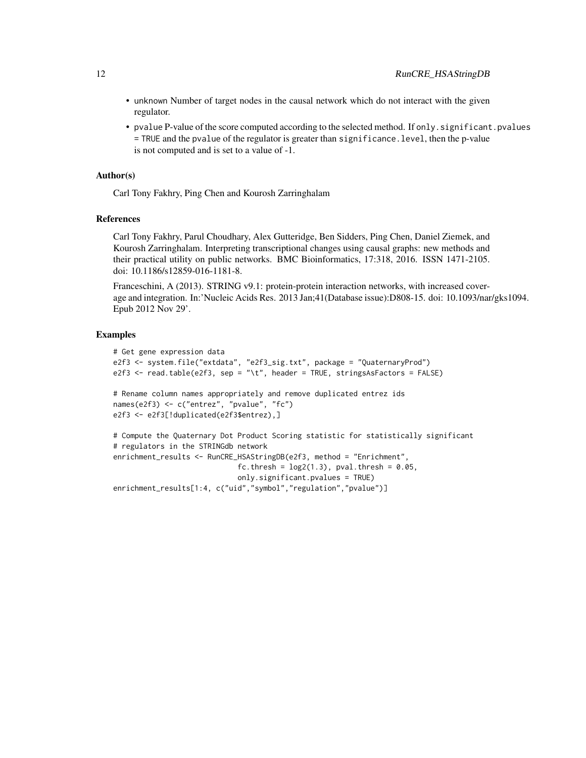- `unknown` Number of target nodes in the causal network which do not interact with the given regulator.
- `pvalue` P-value of the score computed according to the selected method. If `only.significant.pvalues = TRUE` and the `pvalue` of the regulator is greater than `significance.level`, then the p-value is not computed and is set to a value of -1.

### Author(s)

Carl Tony Fakhry, Ping Chen and Kourosh Zarringhalam

### References

Carl Tony Fakhry, Parul Choudhary, Alex Gutteridge, Ben Sidders, Ping Chen, Daniel Ziemek, and Kourosh Zarringhalam. Interpreting transcriptional changes using causal graphs: new methods and their practical utility on public networks. BMC Bioinformatics, 17:318, 2016. ISSN 1471-2105. doi: 10.1186/s12859-016-1181-8.

Franceschini, A (2013). STRING v9.1: protein-protein interaction networks, with increased coverage and integration. In:'Nucleic Acids Res. 2013 Jan;41(Database issue):D808-15. doi: 10.1093/nar/gks1094. Epub 2012 Nov 29'.

### Examples

```
# Get gene expression data
e2f3 <- system.file("extdata", "e2f3_sig.txt", package = "QuaternaryProd")
e2f3 <- read.table(e2f3, sep = "\t", header = TRUE, stringsAsFactors = FALSE)

# Rename column names appropriately and remove duplicated entrez ids
names(e2f3) <- c("entrez", "pvalue", "fc")
e2f3 <- e2f3[!duplicated(e2f3$entrez),]

# Compute the Quaternary Dot Product Scoring statistic for statistically significant
# regulators in the STRINGdb network
enrichment_results <- RunCRE_HSAStringDB(e2f3, method = "Enrichment",
                              fc.thresh = log2(1.3), pval.thresh = 0.05,
                              only.significant.pvalues = TRUE)
enrichment_results[1:4, c("uid","symbol","regulation","pvalue")]
```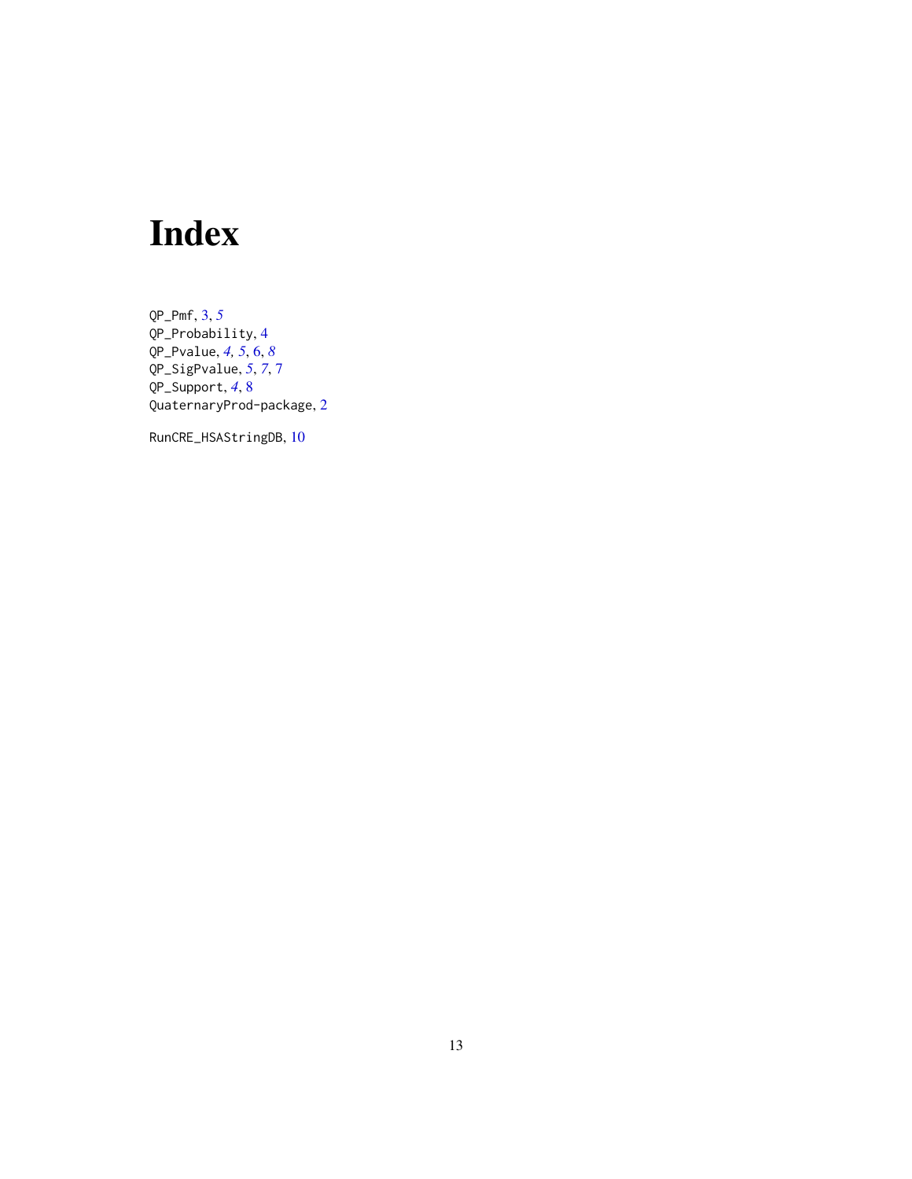# Index

QP_Pmf, 3, *5*
QP_Probability, 4
QP_Pvalue, *4, 5*, 6, *8*
QP_SigPvalue, *5*, *7*, 7
QP_Support, *4*, 8
QuaternaryProd-package, 2

RunCRE_HSAStringDB, 10